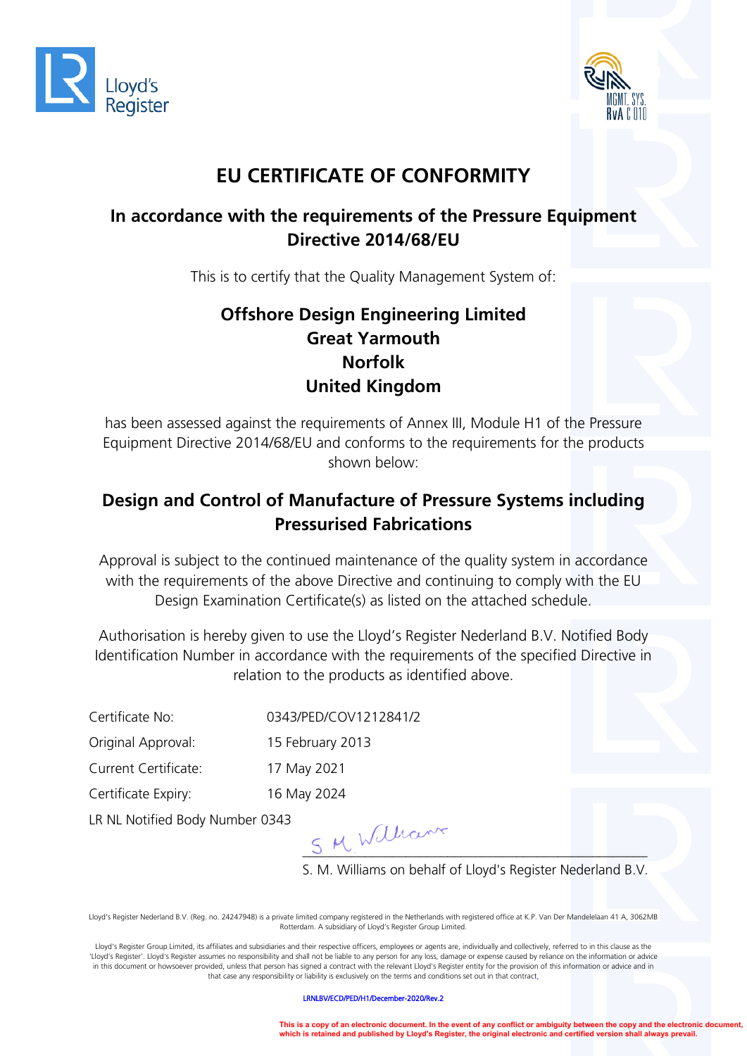Lloyd's Register

MGMT. SYS. RvA C 010

# EU CERTIFICATE OF CONFORMITY

## In accordance with the requirements of the Pressure Equipment Directive 2014/68/EU

This is to certify that the Quality Management System of:

**Offshore Design Engineering Limited**
**Great Yarmouth**
**Norfolk**
**United Kingdom**

has been assessed against the requirements of Annex III, Module H1 of the Pressure Equipment Directive 2014/68/EU and conforms to the requirements for the products shown below:

## Design and Control of Manufacture of Pressure Systems including Pressurised Fabrications

Approval is subject to the continued maintenance of the quality system in accordance with the requirements of the above Directive and continuing to comply with the EU Design Examination Certificate(s) as listed on the attached schedule.

Authorisation is hereby given to use the Lloyd's Register Nederland B.V. Notified Body Identification Number in accordance with the requirements of the specified Directive in relation to the products as identified above.

| | |
|---|---|
| Certificate No: | 0343/PED/COV1212841/2 |
| Original Approval: | 15 February 2013 |
| Current Certificate: | 17 May 2021 |
| Certificate Expiry: | 16 May 2024 |

LR NL Notified Body Number 0343

S M Williams

S. M. Williams on behalf of Lloyd's Register Nederland B.V.

Lloyd's Register Nederland B.V. (Reg. no. 24247948) is a private limited company registered in the Netherlands with registered office at K.P. Van Der Mandelelaan 41 A, 3062MB Rotterdam. A subsidiary of Lloyd's Register Group Limited.

Lloyd's Register Group Limited, its affiliates and subsidiaries and their respective officers, employees or agents are, individually and collectively, referred to in this clause as the 'Lloyd's Register'. Lloyd's Register assumes no responsibility and shall not be liable to any person for any loss, damage or expense caused by reliance on the information or advice in this document or howsoever provided, unless that person has signed a contract with the relevant Lloyd's Register entity for the provision of this information or advice and in that case any responsibility or liability is exclusively on the terms and conditions set out in that contract.

LRNLBV/ECD/PED/H1/December-2020/Rev.2

**This is a copy of an electronic document. In the event of any conflict or ambiguity between the copy and the electronic document, which is retained and published by Lloyd's Register, the original electronic and certified version shall always prevail.**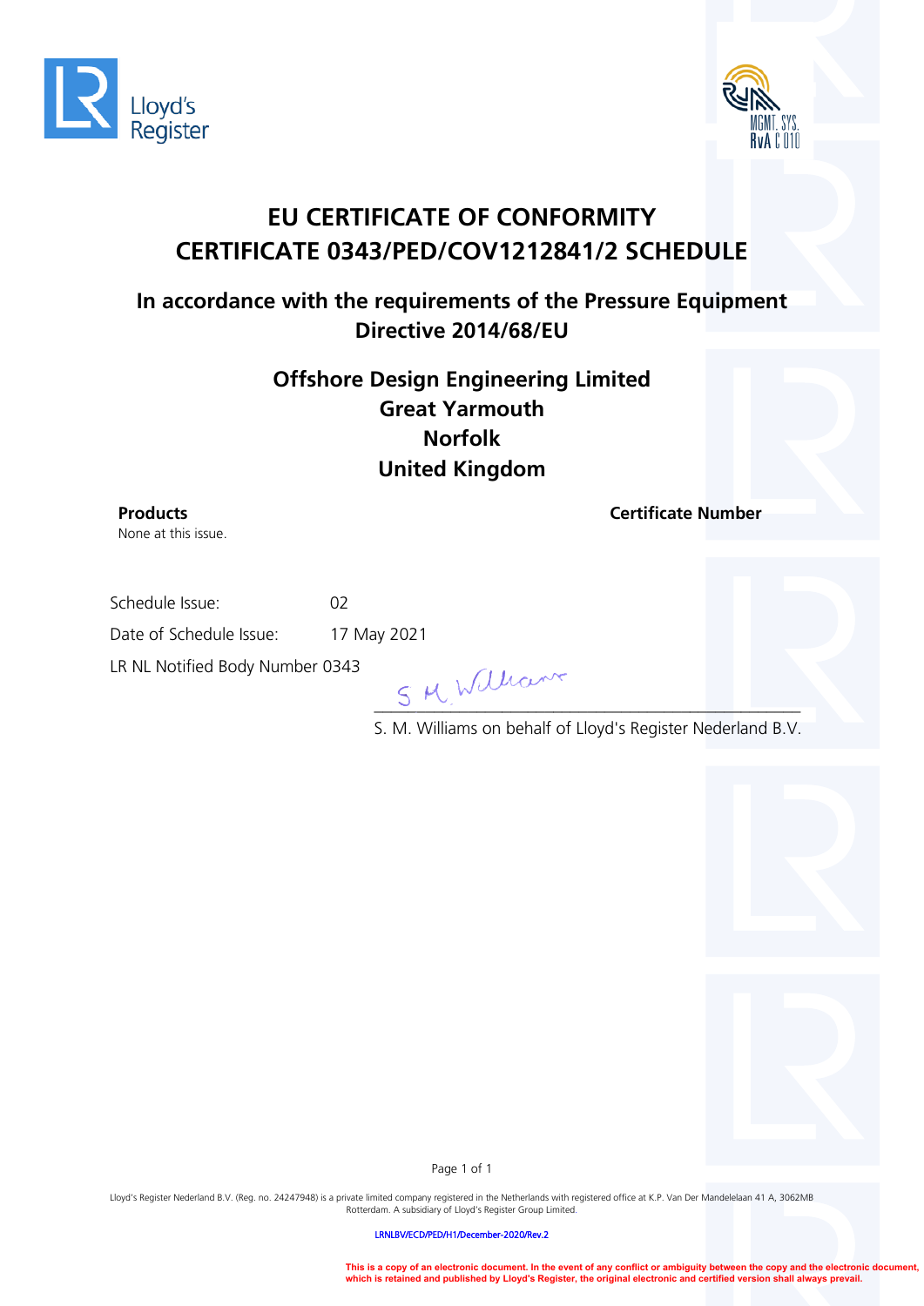# EU CERTIFICATE OF CONFORMITY
# CERTIFICATE 0343/PED/COV1212841/2 SCHEDULE

## In accordance with the requirements of the Pressure Equipment Directive 2014/68/EU

## Offshore Design Engineering Limited
## Great Yarmouth
## Norfolk
## United Kingdom

| **Products** | **Certificate Number** |
| --- | --- |
| None at this issue. | |

Schedule Issue: 02

Date of Schedule Issue: 17 May 2021

LR NL Notified Body Number 0343

S. M. Williams on behalf of Lloyd's Register Nederland B.V.

Lloyd's Register Nederland B.V. (Reg. no. 24247948) is a private limited company registered in the Netherlands with registered office at K.P. Van Der Mandelelaan 41 A, 3062MB Rotterdam. A subsidiary of Lloyd's Register Group Limited.

LRNLBV/ECD/PED/H1/December-2020/Rev.2

**This is a copy of an electronic document. In the event of any conflict or ambiguity between the copy and the electronic document, which is retained and published by Lloyd's Register, the original electronic and certified version shall always prevail.**